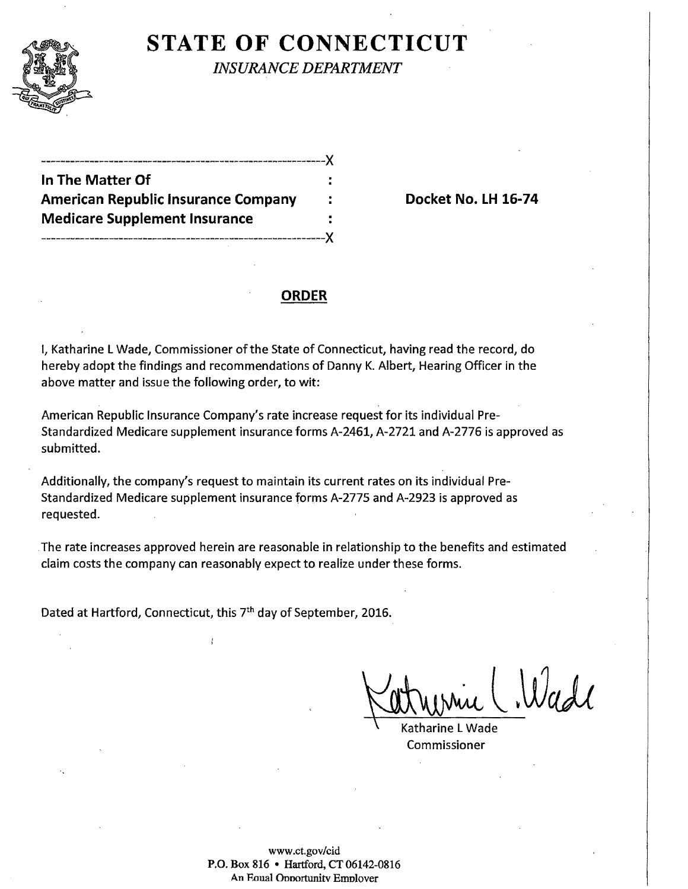# STATE OF CONNECTICUT

*INSURANCE DEPARTMENT*

---------------------------------------------------------X
**In The Matter Of** :
**American Republic Insurance Company** : **Docket No. LH 16-74**
**Medicare Supplement Insurance** :
---------------------------------------------------------X

## ORDER

I, Katharine L Wade, Commissioner of the State of Connecticut, having read the record, do hereby adopt the findings and recommendations of Danny K. Albert, Hearing Officer in the above matter and issue the following order, to wit:

American Republic Insurance Company's rate increase request for its individual Pre-Standardized Medicare supplement insurance forms A-2461, A-2721 and A-2776 is approved as submitted.

Additionally, the company's request to maintain its current rates on its individual Pre-Standardized Medicare supplement insurance forms A-2775 and A-2923 is approved as requested.

The rate increases approved herein are reasonable in relationship to the benefits and estimated claim costs the company can reasonably expect to realize under these forms.

Dated at Hartford, Connecticut, this 7th day of September, 2016.

Katharine L Wade
Commissioner

www.ct.gov/cid
P.O. Box 816 • Hartford, CT 06142-0816
An Equal Opportunity Employer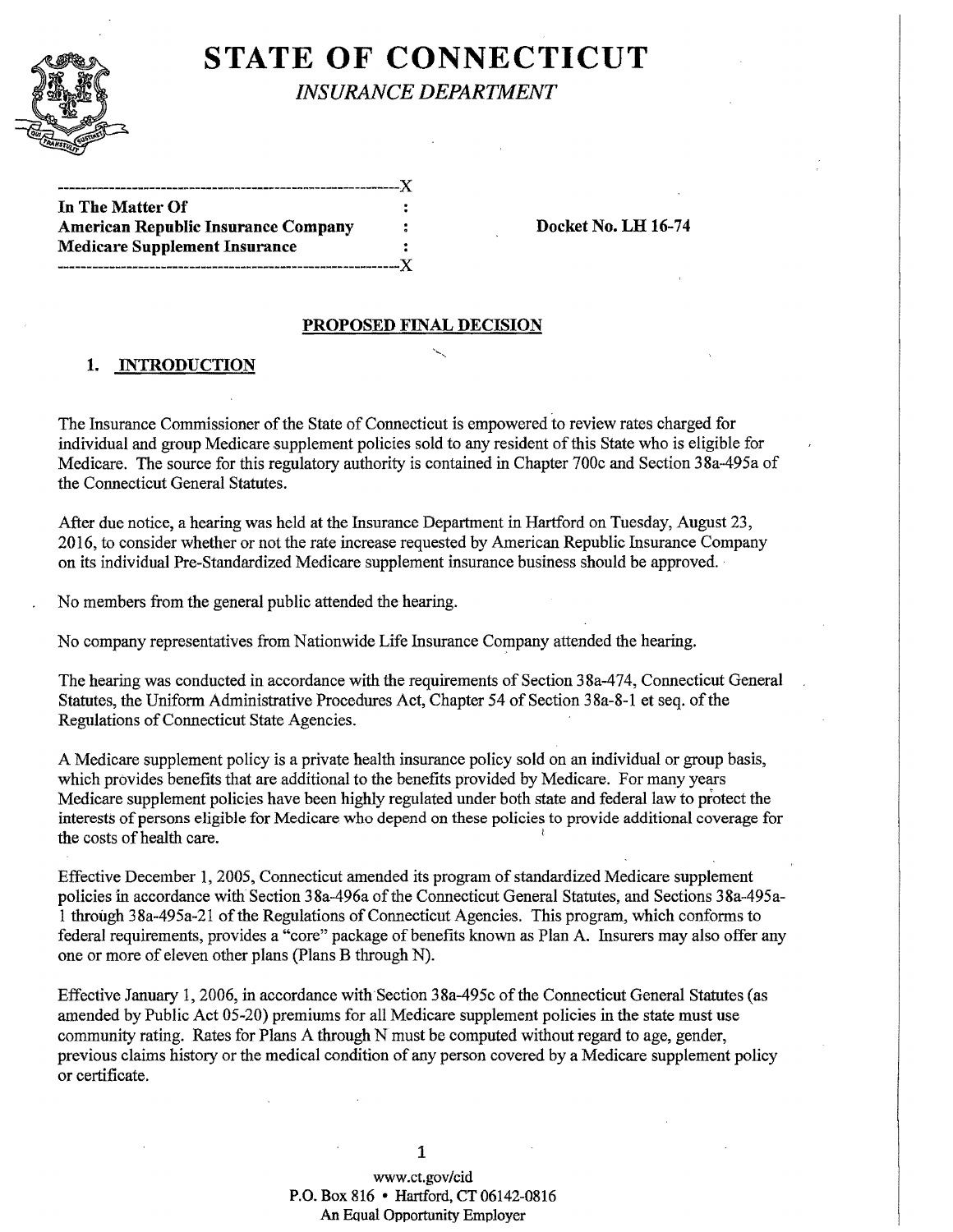# STATE OF CONNECTICUT

*INSURANCE DEPARTMENT*

| | | |
|---|---|---|
| **In The Matter Of** | : | |
| **American Republic Insurance Company** | : | **Docket No. LH 16-74** |
| **Medicare Supplement Insurance** | : | |

## PROPOSED FINAL DECISION

### 1. INTRODUCTION

The Insurance Commissioner of the State of Connecticut is empowered to review rates charged for individual and group Medicare supplement policies sold to any resident of this State who is eligible for Medicare. The source for this regulatory authority is contained in Chapter 700c and Section 38a-495a of the Connecticut General Statutes.

After due notice, a hearing was held at the Insurance Department in Hartford on Tuesday, August 23, 2016, to consider whether or not the rate increase requested by American Republic Insurance Company on its individual Pre-Standardized Medicare supplement insurance business should be approved.

No members from the general public attended the hearing.

No company representatives from Nationwide Life Insurance Company attended the hearing.

The hearing was conducted in accordance with the requirements of Section 38a-474, Connecticut General Statutes, the Uniform Administrative Procedures Act, Chapter 54 of Section 38a-8-1 et seq. of the Regulations of Connecticut State Agencies.

A Medicare supplement policy is a private health insurance policy sold on an individual or group basis, which provides benefits that are additional to the benefits provided by Medicare. For many years Medicare supplement policies have been highly regulated under both state and federal law to protect the interests of persons eligible for Medicare who depend on these policies to provide additional coverage for the costs of health care.

Effective December 1, 2005, Connecticut amended its program of standardized Medicare supplement policies in accordance with Section 38a-496a of the Connecticut General Statutes, and Sections 38a-495a-1 through 38a-495a-21 of the Regulations of Connecticut Agencies. This program, which conforms to federal requirements, provides a "core" package of benefits known as Plan A. Insurers may also offer any one or more of eleven other plans (Plans B through N).

Effective January 1, 2006, in accordance with Section 38a-495c of the Connecticut General Statutes (as amended by Public Act 05-20) premiums for all Medicare supplement policies in the state must use community rating. Rates for Plans A through N must be computed without regard to age, gender, previous claims history or the medical condition of any person covered by a Medicare supplement policy or certificate.

www.ct.gov/cid
P.O. Box 816 • Hartford, CT 06142-0816
An Equal Opportunity Employer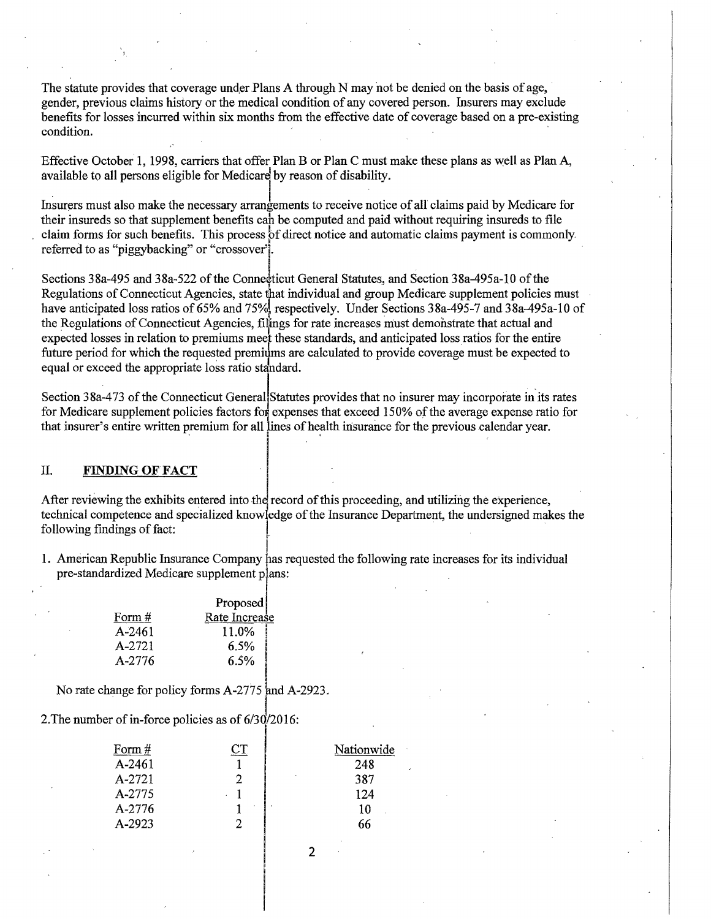The statute provides that coverage under Plans A through N may not be denied on the basis of age, gender, previous claims history or the medical condition of any covered person. Insurers may exclude benefits for losses incurred within six months from the effective date of coverage based on a pre-existing condition.

Effective October 1, 1998, carriers that offer Plan B or Plan C must make these plans as well as Plan A, available to all persons eligible for Medicare by reason of disability.

Insurers must also make the necessary arrangements to receive notice of all claims paid by Medicare for their insureds so that supplement benefits can be computed and paid without requiring insureds to file claim forms for such benefits. This process of direct notice and automatic claims payment is commonly referred to as "piggybacking" or "crossover".

Sections 38a-495 and 38a-522 of the Connecticut General Statutes, and Section 38a-495a-10 of the Regulations of Connecticut Agencies, state that individual and group Medicare supplement policies must have anticipated loss ratios of 65% and 75%, respectively. Under Sections 38a-495-7 and 38a-495a-10 of the Regulations of Connecticut Agencies, filings for rate increases must demonstrate that actual and expected losses in relation to premiums meet these standards, and anticipated loss ratios for the entire future period for which the requested premiums are calculated to provide coverage must be expected to equal or exceed the appropriate loss ratio standard.

Section 38a-473 of the Connecticut General Statutes provides that no insurer may incorporate in its rates for Medicare supplement policies factors for expenses that exceed 150% of the average expense ratio for that insurer's entire written premium for all lines of health insurance for the previous calendar year.

## II. FINDING OF FACT

After reviewing the exhibits entered into the record of this proceeding, and utilizing the experience, technical competence and specialized knowledge of the Insurance Department, the undersigned makes the following findings of fact:

1. American Republic Insurance Company has requested the following rate increases for its individual pre-standardized Medicare supplement plans:

| Form # | Proposed Rate Increase |
|---|---|
| A-2461 | 11.0% |
| A-2721 | 6.5% |
| A-2776 | 6.5% |

No rate change for policy forms A-2775 and A-2923.

2. The number of in-force policies as of 6/30/2016:

| Form # | CT | Nationwide |
|---|---|---|
| A-2461 | 1 | 248 |
| A-2721 | 2 | 387 |
| A-2775 | 1 | 124 |
| A-2776 | 1 | 10 |
| A-2923 | 2 | 66 |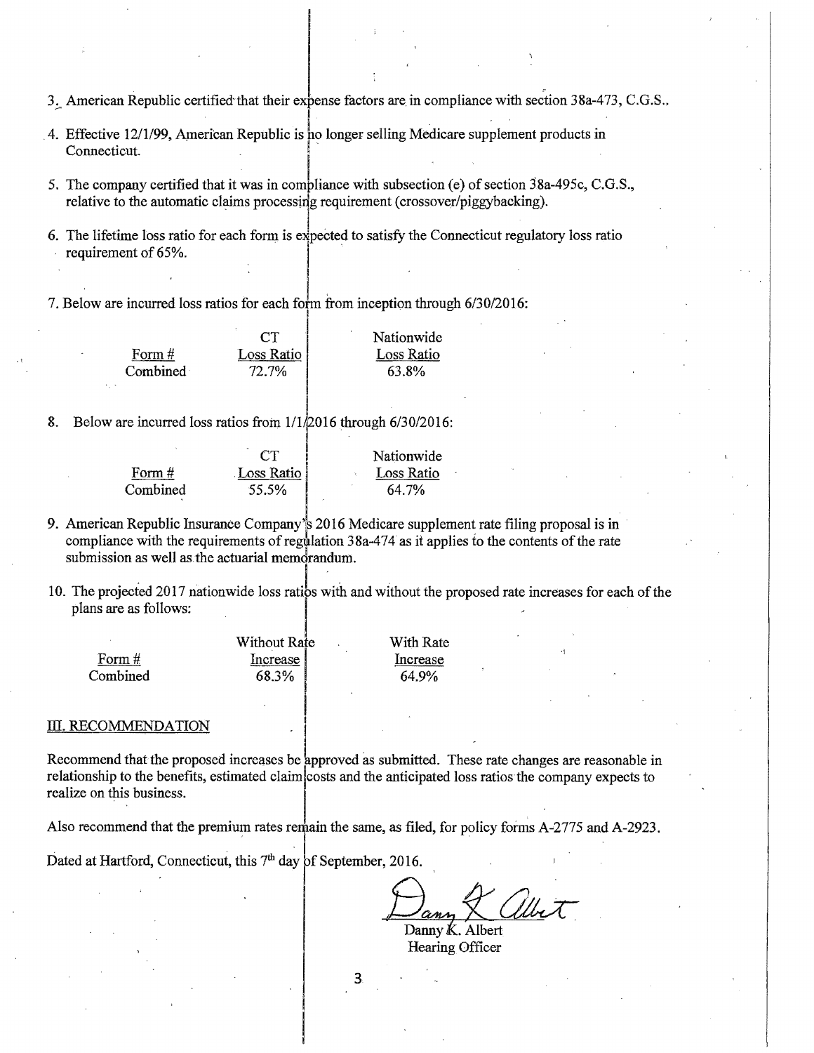3. American Republic certified that their expense factors are in compliance with section 38a-473, C.G.S..

4. Effective 12/1/99, American Republic is no longer selling Medicare supplement products in Connecticut.

5. The company certified that it was in compliance with subsection (e) of section 38a-495c, C.G.S., relative to the automatic claims processing requirement (crossover/piggybacking).

6. The lifetime loss ratio for each form is expected to satisfy the Connecticut regulatory loss ratio requirement of 65%.

7. Below are incurred loss ratios for each form from inception through 6/30/2016:

| Form # | CT Loss Ratio | Nationwide Loss Ratio |
|---|---|---|
| Combined | 72.7% | 63.8% |

8. Below are incurred loss ratios from 1/1/2016 through 6/30/2016:

| Form # | CT Loss Ratio | Nationwide Loss Ratio |
|---|---|---|
| Combined | 55.5% | 64.7% |

9. American Republic Insurance Company's 2016 Medicare supplement rate filing proposal is in compliance with the requirements of regulation 38a-474 as it applies to the contents of the rate submission as well as the actuarial memorandum.

10. The projected 2017 nationwide loss ratios with and without the proposed rate increases for each of the plans are as follows:

| Form # | Without Rate Increase | With Rate Increase |
|---|---|---|
| Combined | 68.3% | 64.9% |

## III. RECOMMENDATION

Recommend that the proposed increases be approved as submitted. These rate changes are reasonable in relationship to the benefits, estimated claim costs and the anticipated loss ratios the company expects to realize on this business.

Also recommend that the premium rates remain the same, as filed, for policy forms A-2775 and A-2923.

Dated at Hartford, Connecticut, this 7th day of September, 2016.

Danny K. Albert
Hearing Officer